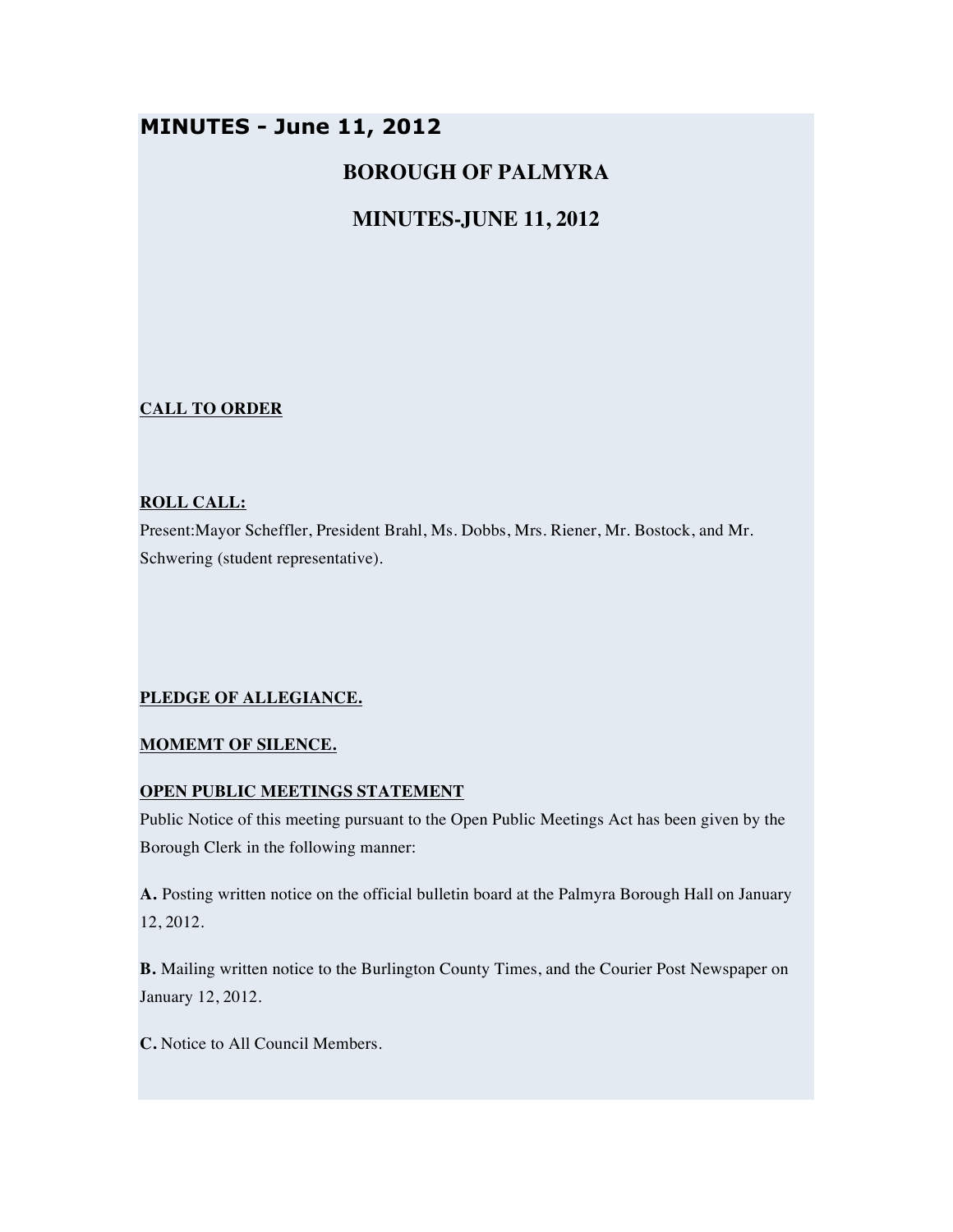# MINUTES - June 11, 2012

## BOROUGH OF PALMYRA

## MINUTES-JUNE 11, 2012

**CALL TO ORDER**

**ROLL CALL:**

Present:Mayor Scheffler, President Brahl, Ms. Dobbs, Mrs. Riener, Mr. Bostock, and Mr. Schwering (student representative).

**PLEDGE OF ALLEGIANCE.**

**MOMEMT OF SILENCE.**

**OPEN PUBLIC MEETINGS STATEMENT**

Public Notice of this meeting pursuant to the Open Public Meetings Act has been given by the Borough Clerk in the following manner:

**A.** Posting written notice on the official bulletin board at the Palmyra Borough Hall on January 12, 2012.

**B.** Mailing written notice to the Burlington County Times, and the Courier Post Newspaper on January 12, 2012.

**C.** Notice to All Council Members.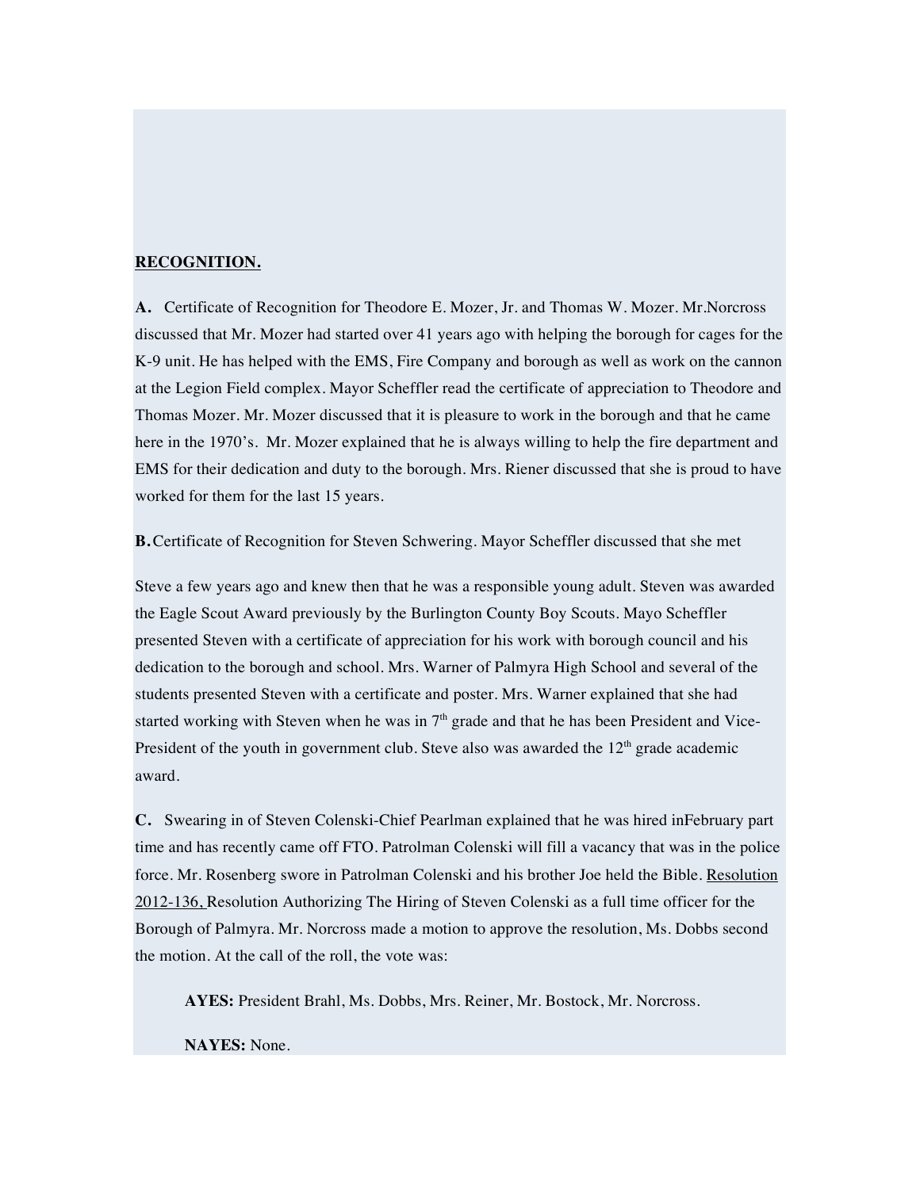**RECOGNITION.**

**A.** Certificate of Recognition for Theodore E. Mozer, Jr. and Thomas W. Mozer. Mr.Norcross discussed that Mr. Mozer had started over 41 years ago with helping the borough for cages for the K-9 unit. He has helped with the EMS, Fire Company and borough as well as work on the cannon at the Legion Field complex. Mayor Scheffler read the certificate of appreciation to Theodore and Thomas Mozer. Mr. Mozer discussed that it is pleasure to work in the borough and that he came here in the 1970's. Mr. Mozer explained that he is always willing to help the fire department and EMS for their dedication and duty to the borough. Mrs. Riener discussed that she is proud to have worked for them for the last 15 years.

**B.** Certificate of Recognition for Steven Schwering. Mayor Scheffler discussed that she met

Steve a few years ago and knew then that he was a responsible young adult. Steven was awarded the Eagle Scout Award previously by the Burlington County Boy Scouts. Mayo Scheffler presented Steven with a certificate of appreciation for his work with borough council and his dedication to the borough and school. Mrs. Warner of Palmyra High School and several of the students presented Steven with a certificate and poster. Mrs. Warner explained that she had started working with Steven when he was in 7th grade and that he has been President and Vice-President of the youth in government club. Steve also was awarded the 12th grade academic award.

**C.** Swearing in of Steven Colenski-Chief Pearlman explained that he was hired inFebruary part time and has recently came off FTO. Patrolman Colenski will fill a vacancy that was in the police force. Mr. Rosenberg swore in Patrolman Colenski and his brother Joe held the Bible. Resolution 2012-136, Resolution Authorizing The Hiring of Steven Colenski as a full time officer for the Borough of Palmyra. Mr. Norcross made a motion to approve the resolution, Ms. Dobbs second the motion. At the call of the roll, the vote was:

**AYES:** President Brahl, Ms. Dobbs, Mrs. Reiner, Mr. Bostock, Mr. Norcross.

**NAYES:** None.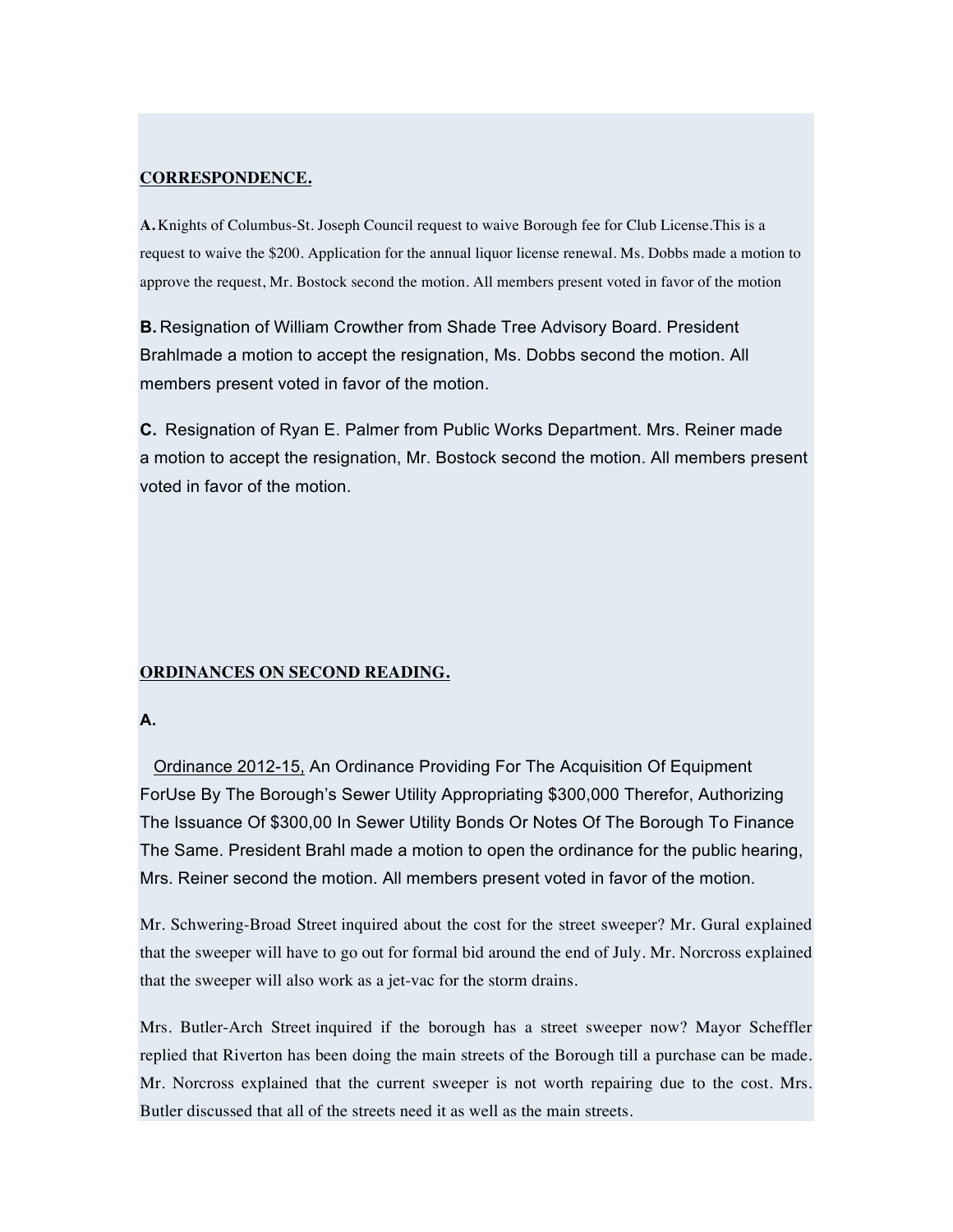**CORRESPONDENCE.**

**A.** Knights of Columbus-St. Joseph Council request to waive Borough fee for Club License.This is a request to waive the $200. Application for the annual liquor license renewal. Ms. Dobbs made a motion to approve the request, Mr. Bostock second the motion. All members present voted in favor of the motion

**B.** Resignation of William Crowther from Shade Tree Advisory Board. President Brahlmade a motion to accept the resignation, Ms. Dobbs second the motion. All members present voted in favor of the motion.

**C.** Resignation of Ryan E. Palmer from Public Works Department. Mrs. Reiner made a motion to accept the resignation, Mr. Bostock second the motion. All members present voted in favor of the motion.

**ORDINANCES ON SECOND READING.**

**A.**

Ordinance 2012-15, An Ordinance Providing For The Acquisition Of Equipment ForUse By The Borough's Sewer Utility Appropriating $300,000 Therefor, Authorizing The Issuance Of $300,00 In Sewer Utility Bonds Or Notes Of The Borough To Finance The Same. President Brahl made a motion to open the ordinance for the public hearing, Mrs. Reiner second the motion. All members present voted in favor of the motion.

Mr. Schwering-Broad Street inquired about the cost for the street sweeper? Mr. Gural explained that the sweeper will have to go out for formal bid around the end of July. Mr. Norcross explained that the sweeper will also work as a jet-vac for the storm drains.

Mrs. Butler-Arch Street inquired if the borough has a street sweeper now? Mayor Scheffler replied that Riverton has been doing the main streets of the Borough till a purchase can be made. Mr. Norcross explained that the current sweeper is not worth repairing due to the cost. Mrs. Butler discussed that all of the streets need it as well as the main streets.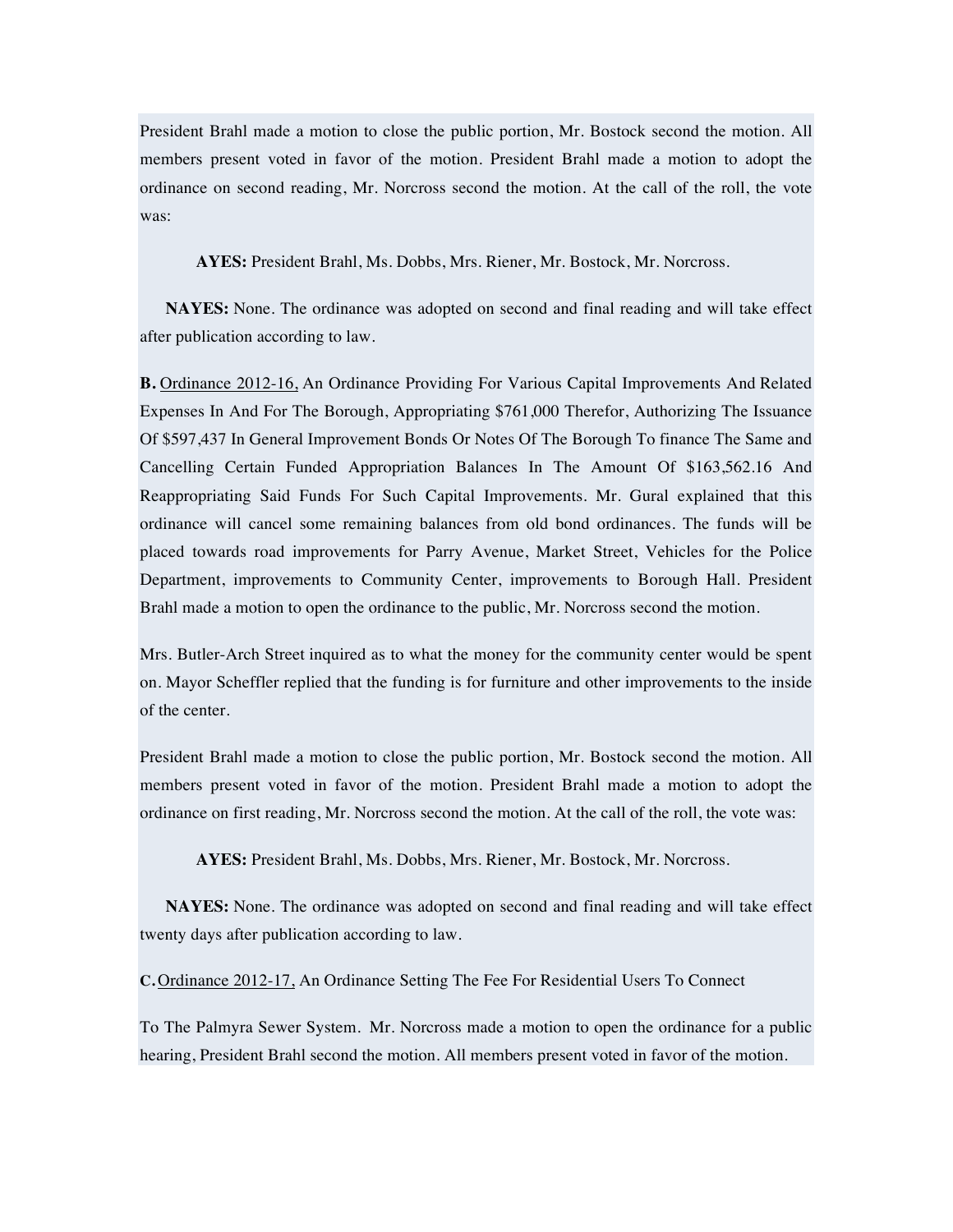President Brahl made a motion to close the public portion, Mr. Bostock second the motion. All members present voted in favor of the motion. President Brahl made a motion to adopt the ordinance on second reading, Mr. Norcross second the motion. At the call of the roll, the vote was:

**AYES:** President Brahl, Ms. Dobbs, Mrs. Riener, Mr. Bostock, Mr. Norcross.

**NAYES:** None. The ordinance was adopted on second and final reading and will take effect after publication according to law.

**B.** Ordinance 2012-16, An Ordinance Providing For Various Capital Improvements And Related Expenses In And For The Borough, Appropriating $761,000 Therefor, Authorizing The Issuance Of $597,437 In General Improvement Bonds Or Notes Of The Borough To finance The Same and Cancelling Certain Funded Appropriation Balances In The Amount Of $163,562.16 And Reappropriating Said Funds For Such Capital Improvements. Mr. Gural explained that this ordinance will cancel some remaining balances from old bond ordinances. The funds will be placed towards road improvements for Parry Avenue, Market Street, Vehicles for the Police Department, improvements to Community Center, improvements to Borough Hall. President Brahl made a motion to open the ordinance to the public, Mr. Norcross second the motion.

Mrs. Butler-Arch Street inquired as to what the money for the community center would be spent on. Mayor Scheffler replied that the funding is for furniture and other improvements to the inside of the center.

President Brahl made a motion to close the public portion, Mr. Bostock second the motion. All members present voted in favor of the motion. President Brahl made a motion to adopt the ordinance on first reading, Mr. Norcross second the motion. At the call of the roll, the vote was:

**AYES:** President Brahl, Ms. Dobbs, Mrs. Riener, Mr. Bostock, Mr. Norcross.

**NAYES:** None. The ordinance was adopted on second and final reading and will take effect twenty days after publication according to law.

**C.** Ordinance 2012-17, An Ordinance Setting The Fee For Residential Users To Connect

To The Palmyra Sewer System. Mr. Norcross made a motion to open the ordinance for a public hearing, President Brahl second the motion. All members present voted in favor of the motion.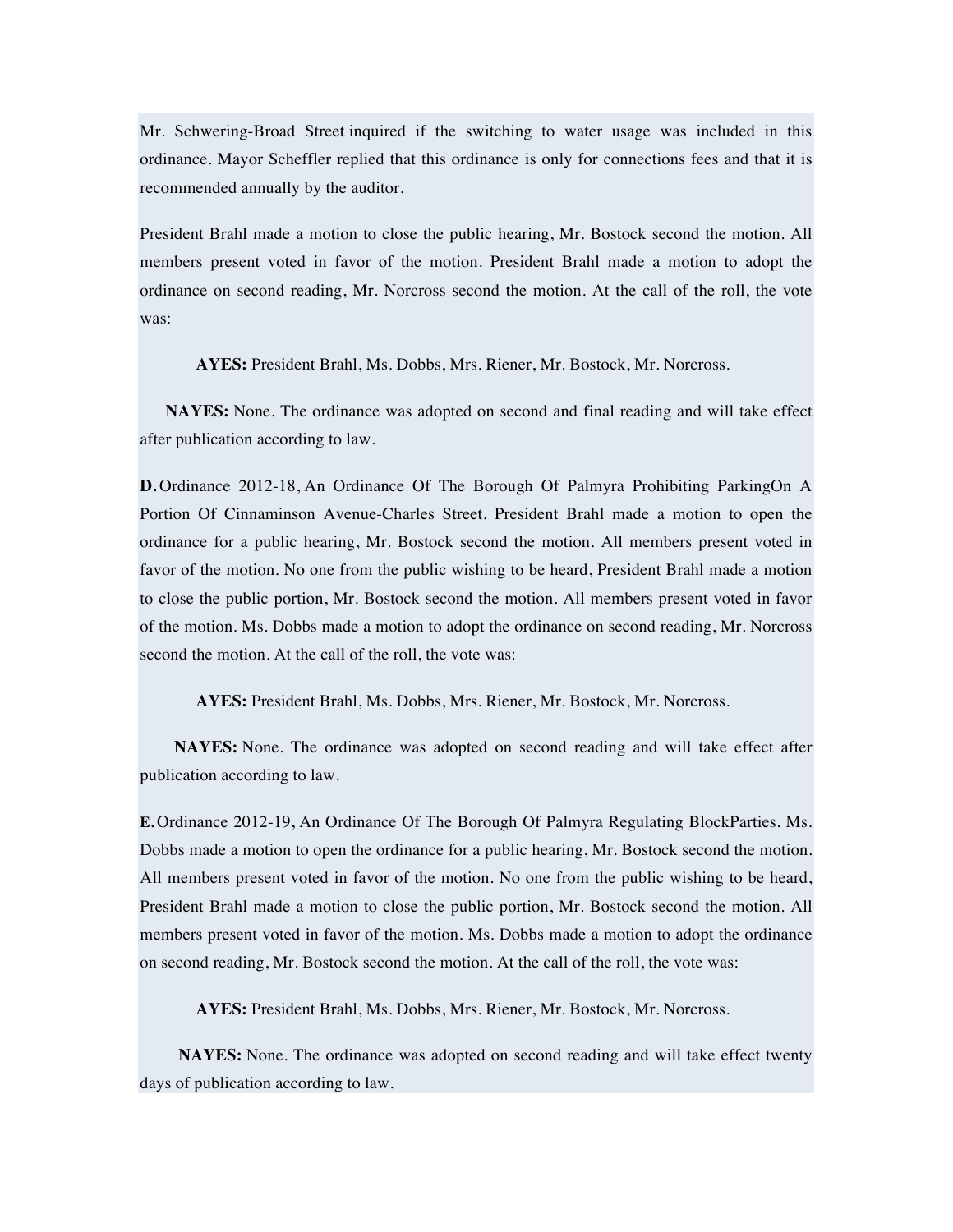Mr. Schwering-Broad Street inquired if the switching to water usage was included in this ordinance. Mayor Scheffler replied that this ordinance is only for connections fees and that it is recommended annually by the auditor.

President Brahl made a motion to close the public hearing, Mr. Bostock second the motion. All members present voted in favor of the motion. President Brahl made a motion to adopt the ordinance on second reading, Mr. Norcross second the motion. At the call of the roll, the vote was:

**AYES:** President Brahl, Ms. Dobbs, Mrs. Riener, Mr. Bostock, Mr. Norcross.

**NAYES:** None. The ordinance was adopted on second and final reading and will take effect after publication according to law.

**D.** Ordinance 2012-18, An Ordinance Of The Borough Of Palmyra Prohibiting ParkingOn A Portion Of Cinnaminson Avenue-Charles Street. President Brahl made a motion to open the ordinance for a public hearing, Mr. Bostock second the motion. All members present voted in favor of the motion. No one from the public wishing to be heard, President Brahl made a motion to close the public portion, Mr. Bostock second the motion. All members present voted in favor of the motion. Ms. Dobbs made a motion to adopt the ordinance on second reading, Mr. Norcross second the motion. At the call of the roll, the vote was:

**AYES:** President Brahl, Ms. Dobbs, Mrs. Riener, Mr. Bostock, Mr. Norcross.

**NAYES:** None. The ordinance was adopted on second reading and will take effect after publication according to law.

**E.** Ordinance 2012-19, An Ordinance Of The Borough Of Palmyra Regulating BlockParties. Ms. Dobbs made a motion to open the ordinance for a public hearing, Mr. Bostock second the motion. All members present voted in favor of the motion. No one from the public wishing to be heard, President Brahl made a motion to close the public portion, Mr. Bostock second the motion. All members present voted in favor of the motion. Ms. Dobbs made a motion to adopt the ordinance on second reading, Mr. Bostock second the motion. At the call of the roll, the vote was:

**AYES:** President Brahl, Ms. Dobbs, Mrs. Riener, Mr. Bostock, Mr. Norcross.

**NAYES:** None. The ordinance was adopted on second reading and will take effect twenty days of publication according to law.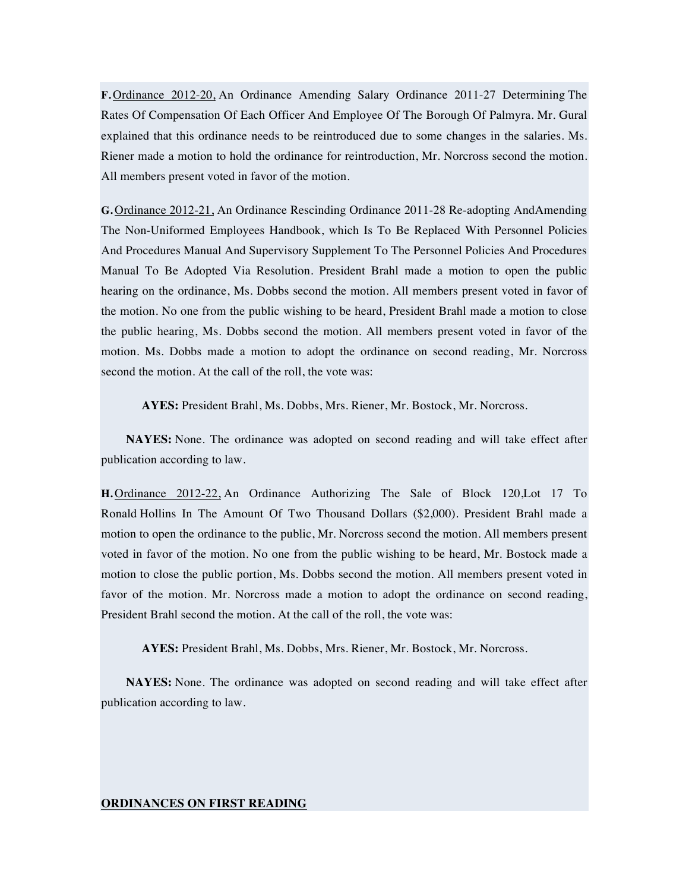**F.** Ordinance 2012-20, An Ordinance Amending Salary Ordinance 2011-27 Determining The Rates Of Compensation Of Each Officer And Employee Of The Borough Of Palmyra. Mr. Gural explained that this ordinance needs to be reintroduced due to some changes in the salaries. Ms. Riener made a motion to hold the ordinance for reintroduction, Mr. Norcross second the motion. All members present voted in favor of the motion.

**G.** Ordinance 2012-21, An Ordinance Rescinding Ordinance 2011-28 Re-adopting AndAmending The Non-Uniformed Employees Handbook, which Is To Be Replaced With Personnel Policies And Procedures Manual And Supervisory Supplement To The Personnel Policies And Procedures Manual To Be Adopted Via Resolution. President Brahl made a motion to open the public hearing on the ordinance, Ms. Dobbs second the motion. All members present voted in favor of the motion. No one from the public wishing to be heard, President Brahl made a motion to close the public hearing, Ms. Dobbs second the motion. All members present voted in favor of the motion. Ms. Dobbs made a motion to adopt the ordinance on second reading, Mr. Norcross second the motion. At the call of the roll, the vote was:

**AYES:** President Brahl, Ms. Dobbs, Mrs. Riener, Mr. Bostock, Mr. Norcross.

**NAYES:** None. The ordinance was adopted on second reading and will take effect after publication according to law.

**H.** Ordinance 2012-22, An Ordinance Authorizing The Sale of Block 120,Lot 17 To Ronald Hollins In The Amount Of Two Thousand Dollars ($2,000). President Brahl made a motion to open the ordinance to the public, Mr. Norcross second the motion. All members present voted in favor of the motion. No one from the public wishing to be heard, Mr. Bostock made a motion to close the public portion, Ms. Dobbs second the motion. All members present voted in favor of the motion. Mr. Norcross made a motion to adopt the ordinance on second reading, President Brahl second the motion. At the call of the roll, the vote was:

**AYES:** President Brahl, Ms. Dobbs, Mrs. Riener, Mr. Bostock, Mr. Norcross.

**NAYES:** None. The ordinance was adopted on second reading and will take effect after publication according to law.

**ORDINANCES ON FIRST READING**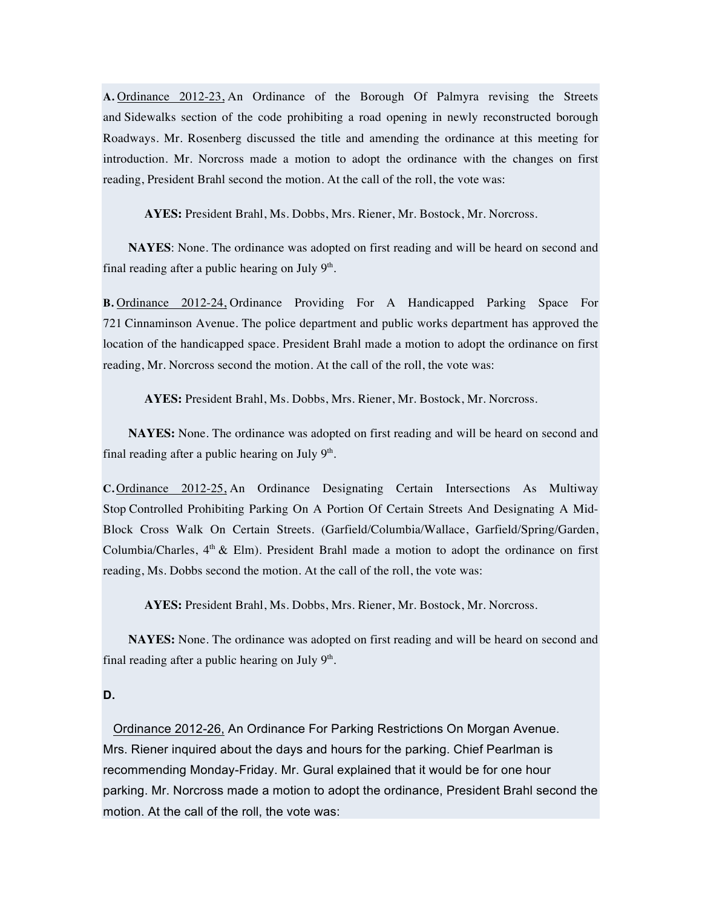**A.** Ordinance 2012-23, An Ordinance of the Borough Of Palmyra revising the Streets and Sidewalks section of the code prohibiting a road opening in newly reconstructed borough Roadways. Mr. Rosenberg discussed the title and amending the ordinance at this meeting for introduction. Mr. Norcross made a motion to adopt the ordinance with the changes on first reading, President Brahl second the motion. At the call of the roll, the vote was:

**AYES:** President Brahl, Ms. Dobbs, Mrs. Riener, Mr. Bostock, Mr. Norcross.

**NAYES**: None. The ordinance was adopted on first reading and will be heard on second and final reading after a public hearing on July 9th.

**B.** Ordinance 2012-24, Ordinance Providing For A Handicapped Parking Space For 721 Cinnaminson Avenue. The police department and public works department has approved the location of the handicapped space. President Brahl made a motion to adopt the ordinance on first reading, Mr. Norcross second the motion. At the call of the roll, the vote was:

**AYES:** President Brahl, Ms. Dobbs, Mrs. Riener, Mr. Bostock, Mr. Norcross.

**NAYES:** None. The ordinance was adopted on first reading and will be heard on second and final reading after a public hearing on July 9th.

**C.** Ordinance 2012-25, An Ordinance Designating Certain Intersections As Multiway Stop Controlled Prohibiting Parking On A Portion Of Certain Streets And Designating A Mid-Block Cross Walk On Certain Streets. (Garfield/Columbia/Wallace, Garfield/Spring/Garden, Columbia/Charles, 4th & Elm). President Brahl made a motion to adopt the ordinance on first reading, Ms. Dobbs second the motion. At the call of the roll, the vote was:

**AYES:** President Brahl, Ms. Dobbs, Mrs. Riener, Mr. Bostock, Mr. Norcross.

**NAYES:** None. The ordinance was adopted on first reading and will be heard on second and final reading after a public hearing on July 9th.

**D.**

Ordinance 2012-26, An Ordinance For Parking Restrictions On Morgan Avenue. Mrs. Riener inquired about the days and hours for the parking. Chief Pearlman is recommending Monday-Friday. Mr. Gural explained that it would be for one hour parking. Mr. Norcross made a motion to adopt the ordinance, President Brahl second the motion. At the call of the roll, the vote was: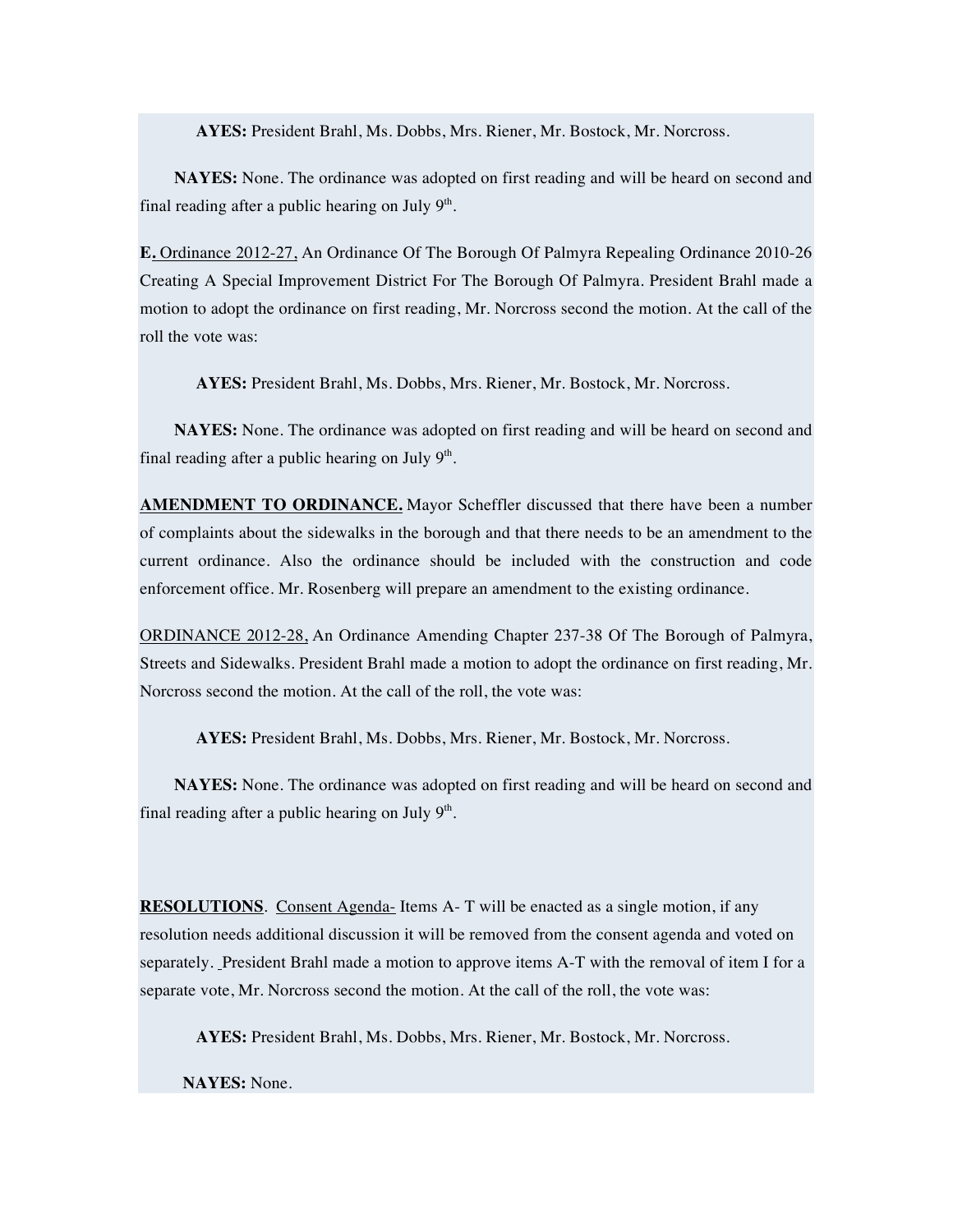**AYES:** President Brahl, Ms. Dobbs, Mrs. Riener, Mr. Bostock, Mr. Norcross.

**NAYES:** None. The ordinance was adopted on first reading and will be heard on second and final reading after a public hearing on July 9th.

**E.** Ordinance 2012-27, An Ordinance Of The Borough Of Palmyra Repealing Ordinance 2010-26 Creating A Special Improvement District For The Borough Of Palmyra. President Brahl made a motion to adopt the ordinance on first reading, Mr. Norcross second the motion. At the call of the roll the vote was:

**AYES:** President Brahl, Ms. Dobbs, Mrs. Riener, Mr. Bostock, Mr. Norcross.

**NAYES:** None. The ordinance was adopted on first reading and will be heard on second and final reading after a public hearing on July 9th.

**AMENDMENT TO ORDINANCE.** Mayor Scheffler discussed that there have been a number of complaints about the sidewalks in the borough and that there needs to be an amendment to the current ordinance. Also the ordinance should be included with the construction and code enforcement office. Mr. Rosenberg will prepare an amendment to the existing ordinance.

ORDINANCE 2012-28, An Ordinance Amending Chapter 237-38 Of The Borough of Palmyra, Streets and Sidewalks. President Brahl made a motion to adopt the ordinance on first reading, Mr. Norcross second the motion. At the call of the roll, the vote was:

**AYES:** President Brahl, Ms. Dobbs, Mrs. Riener, Mr. Bostock, Mr. Norcross.

**NAYES:** None. The ordinance was adopted on first reading and will be heard on second and final reading after a public hearing on July 9th.

**RESOLUTIONS**. Consent Agenda- Items A- T will be enacted as a single motion, if any resolution needs additional discussion it will be removed from the consent agenda and voted on separately. President Brahl made a motion to approve items A-T with the removal of item I for a separate vote, Mr. Norcross second the motion. At the call of the roll, the vote was:

**AYES:** President Brahl, Ms. Dobbs, Mrs. Riener, Mr. Bostock, Mr. Norcross.

**NAYES:** None.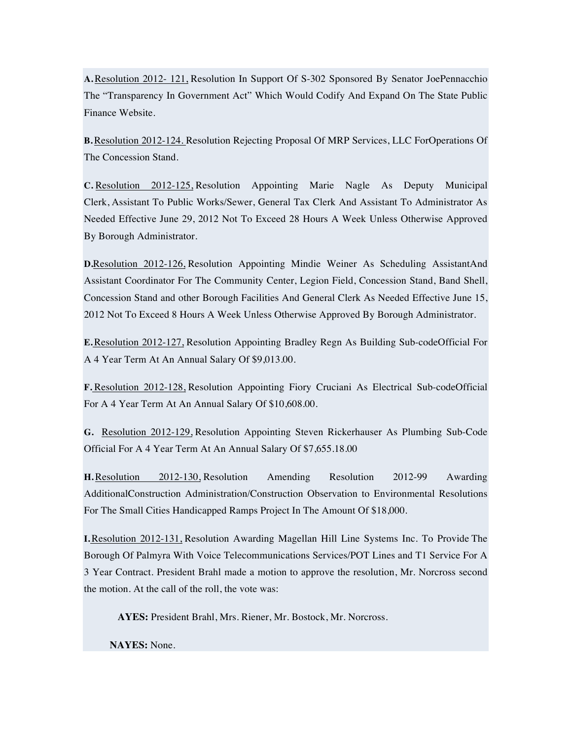**A.** Resolution 2012- 121, Resolution In Support Of S-302 Sponsored By Senator JoePennacchio The "Transparency In Government Act" Which Would Codify And Expand On The State Public Finance Website.

**B.** Resolution 2012-124. Resolution Rejecting Proposal Of MRP Services, LLC ForOperations Of The Concession Stand.

**C.** Resolution 2012-125, Resolution Appointing Marie Nagle As Deputy Municipal Clerk, Assistant To Public Works/Sewer, General Tax Clerk And Assistant To Administrator As Needed Effective June 29, 2012 Not To Exceed 28 Hours A Week Unless Otherwise Approved By Borough Administrator.

**D.** Resolution 2012-126, Resolution Appointing Mindie Weiner As Scheduling AssistantAnd Assistant Coordinator For The Community Center, Legion Field, Concession Stand, Band Shell, Concession Stand and other Borough Facilities And General Clerk As Needed Effective June 15, 2012 Not To Exceed 8 Hours A Week Unless Otherwise Approved By Borough Administrator.

**E.** Resolution 2012-127, Resolution Appointing Bradley Regn As Building Sub-codeOfficial For A 4 Year Term At An Annual Salary Of $9,013.00.

**F.** Resolution 2012-128, Resolution Appointing Fiory Cruciani As Electrical Sub-codeOfficial For A 4 Year Term At An Annual Salary Of $10,608.00.

**G.** Resolution 2012-129, Resolution Appointing Steven Rickerhauser As Plumbing Sub-Code Official For A 4 Year Term At An Annual Salary Of $7,655.18.00

**H.** Resolution 2012-130, Resolution Amending Resolution 2012-99 Awarding AdditionalConstruction Administration/Construction Observation to Environmental Resolutions For The Small Cities Handicapped Ramps Project In The Amount Of $18,000.

**I.** Resolution 2012-131, Resolution Awarding Magellan Hill Line Systems Inc. To Provide The Borough Of Palmyra With Voice Telecommunications Services/POT Lines and T1 Service For A 3 Year Contract. President Brahl made a motion to approve the resolution, Mr. Norcross second the motion. At the call of the roll, the vote was:

**AYES:** President Brahl, Mrs. Riener, Mr. Bostock, Mr. Norcross.

**NAYES:** None.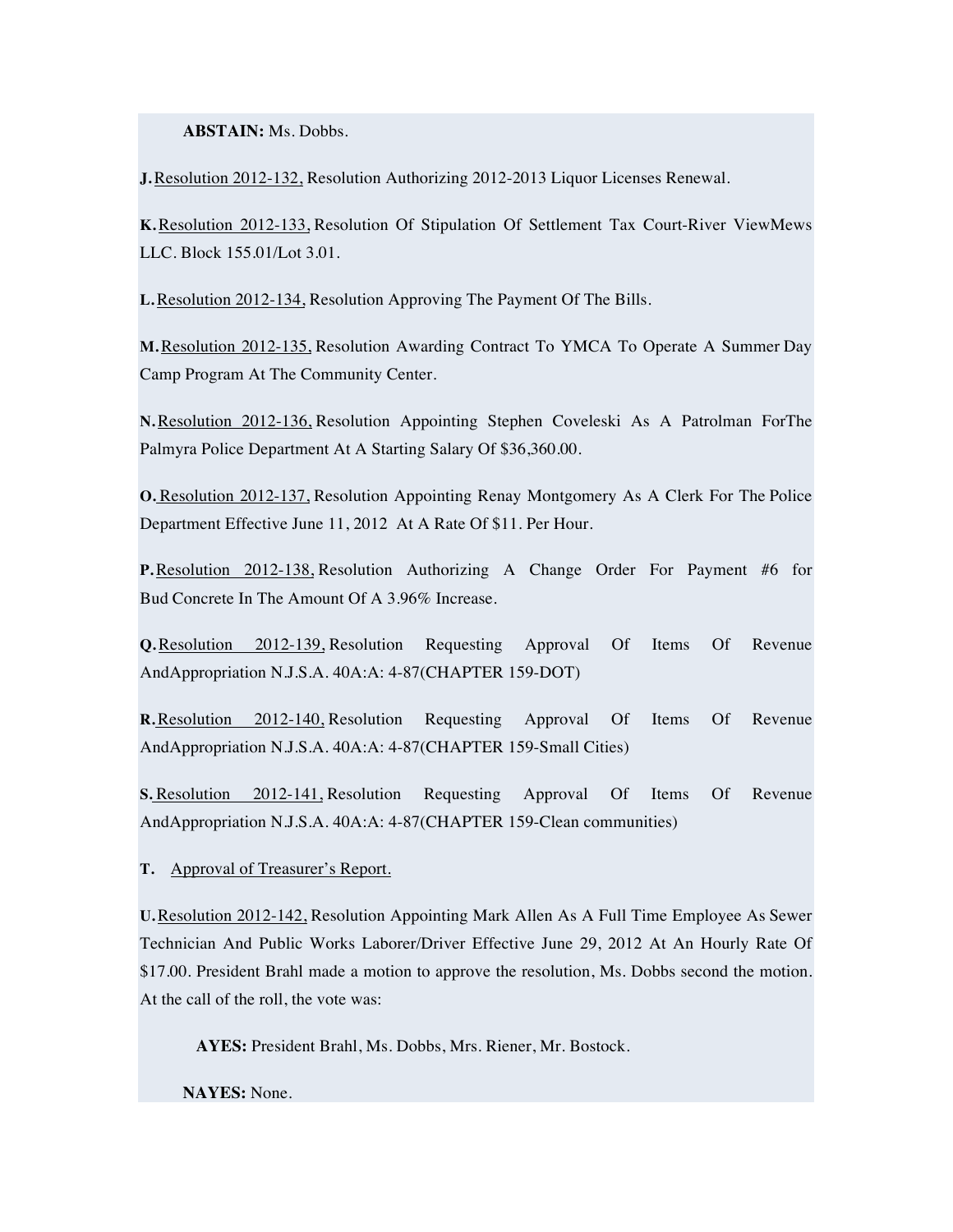**ABSTAIN:** Ms. Dobbs.

**J.** Resolution 2012-132, Resolution Authorizing 2012-2013 Liquor Licenses Renewal.

**K.** Resolution 2012-133, Resolution Of Stipulation Of Settlement Tax Court-River ViewMews LLC. Block 155.01/Lot 3.01.

**L.** Resolution 2012-134, Resolution Approving The Payment Of The Bills.

**M.** Resolution 2012-135, Resolution Awarding Contract To YMCA To Operate A Summer Day Camp Program At The Community Center.

**N.** Resolution 2012-136, Resolution Appointing Stephen Coveleski As A Patrolman ForThe Palmyra Police Department At A Starting Salary Of $36,360.00.

**O.** Resolution 2012-137, Resolution Appointing Renay Montgomery As A Clerk For The Police Department Effective June 11, 2012 At A Rate Of $11. Per Hour.

**P.** Resolution 2012-138, Resolution Authorizing A Change Order For Payment #6 for Bud Concrete In The Amount Of A 3.96% Increase.

**Q.** Resolution 2012-139, Resolution Requesting Approval Of Items Of Revenue AndAppropriation N.J.S.A. 40A:A: 4-87(CHAPTER 159-DOT)

**R.** Resolution 2012-140, Resolution Requesting Approval Of Items Of Revenue AndAppropriation N.J.S.A. 40A:A: 4-87(CHAPTER 159-Small Cities)

**S.** Resolution 2012-141, Resolution Requesting Approval Of Items Of Revenue AndAppropriation N.J.S.A. 40A:A: 4-87(CHAPTER 159-Clean communities)

**T.** Approval of Treasurer's Report.

**U.** Resolution 2012-142, Resolution Appointing Mark Allen As A Full Time Employee As Sewer Technician And Public Works Laborer/Driver Effective June 29, 2012 At An Hourly Rate Of $17.00. President Brahl made a motion to approve the resolution, Ms. Dobbs second the motion. At the call of the roll, the vote was:

**AYES:** President Brahl, Ms. Dobbs, Mrs. Riener, Mr. Bostock.

**NAYES:** None.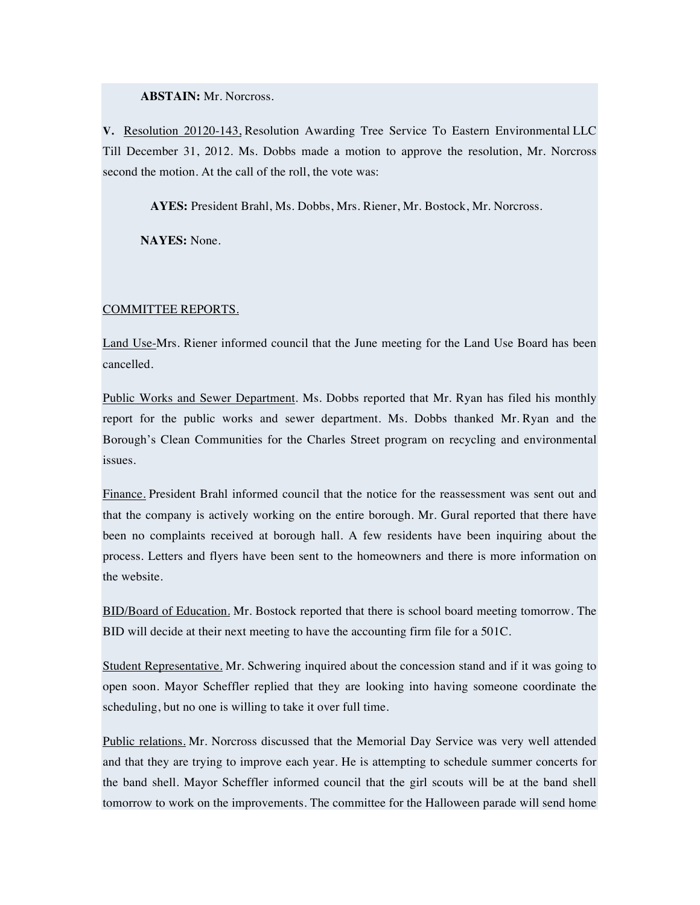**ABSTAIN:** Mr. Norcross.

**V.** Resolution 20120-143, Resolution Awarding Tree Service To Eastern Environmental LLC Till December 31, 2012. Ms. Dobbs made a motion to approve the resolution, Mr. Norcross second the motion. At the call of the roll, the vote was:

**AYES:** President Brahl, Ms. Dobbs, Mrs. Riener, Mr. Bostock, Mr. Norcross.

**NAYES:** None.

COMMITTEE REPORTS.

Land Use-Mrs. Riener informed council that the June meeting for the Land Use Board has been cancelled.

Public Works and Sewer Department. Ms. Dobbs reported that Mr. Ryan has filed his monthly report for the public works and sewer department. Ms. Dobbs thanked Mr. Ryan and the Borough's Clean Communities for the Charles Street program on recycling and environmental issues.

Finance. President Brahl informed council that the notice for the reassessment was sent out and that the company is actively working on the entire borough. Mr. Gural reported that there have been no complaints received at borough hall. A few residents have been inquiring about the process. Letters and flyers have been sent to the homeowners and there is more information on the website.

BID/Board of Education. Mr. Bostock reported that there is school board meeting tomorrow. The BID will decide at their next meeting to have the accounting firm file for a 501C.

Student Representative. Mr. Schwering inquired about the concession stand and if it was going to open soon. Mayor Scheffler replied that they are looking into having someone coordinate the scheduling, but no one is willing to take it over full time.

Public relations. Mr. Norcross discussed that the Memorial Day Service was very well attended and that they are trying to improve each year. He is attempting to schedule summer concerts for the band shell. Mayor Scheffler informed council that the girl scouts will be at the band shell tomorrow to work on the improvements. The committee for the Halloween parade will send home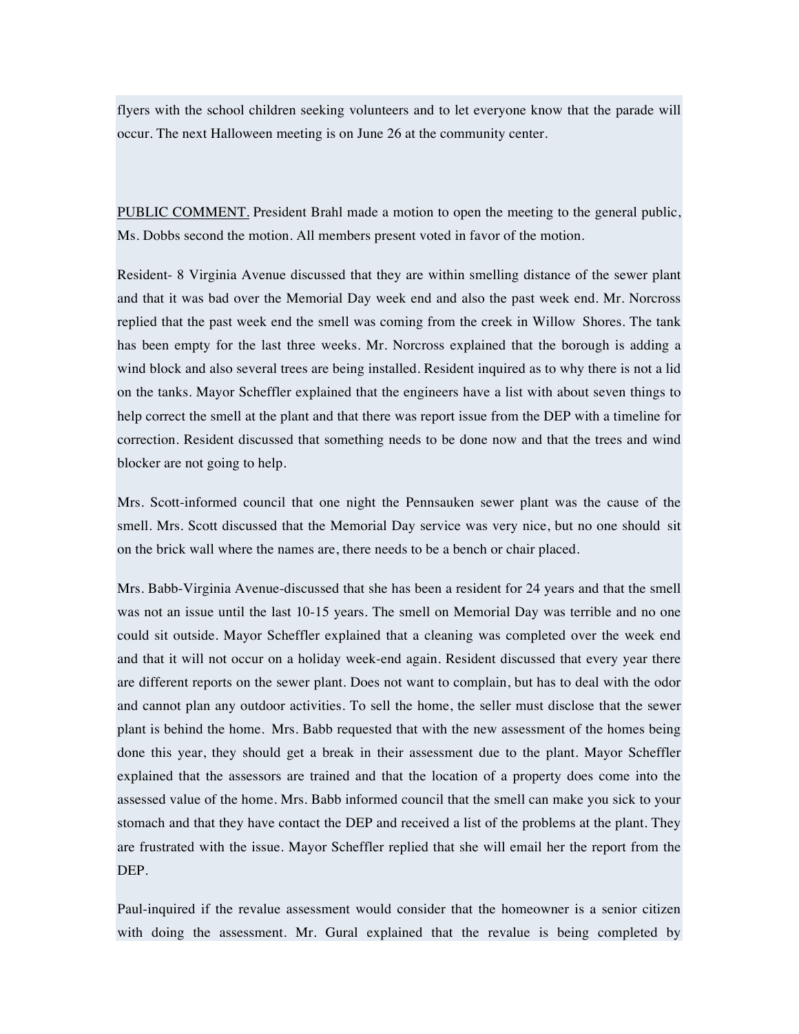flyers with the school children seeking volunteers and to let everyone know that the parade will occur. The next Halloween meeting is on June 26 at the community center.

<u>PUBLIC COMMENT.</u> President Brahl made a motion to open the meeting to the general public, Ms. Dobbs second the motion. All members present voted in favor of the motion.

Resident- 8 Virginia Avenue discussed that they are within smelling distance of the sewer plant and that it was bad over the Memorial Day week end and also the past week end. Mr. Norcross replied that the past week end the smell was coming from the creek in Willow Shores. The tank has been empty for the last three weeks. Mr. Norcross explained that the borough is adding a wind block and also several trees are being installed. Resident inquired as to why there is not a lid on the tanks. Mayor Scheffler explained that the engineers have a list with about seven things to help correct the smell at the plant and that there was report issue from the DEP with a timeline for correction. Resident discussed that something needs to be done now and that the trees and wind blocker are not going to help.

Mrs. Scott-informed council that one night the Pennsauken sewer plant was the cause of the smell. Mrs. Scott discussed that the Memorial Day service was very nice, but no one should sit on the brick wall where the names are, there needs to be a bench or chair placed.

Mrs. Babb-Virginia Avenue-discussed that she has been a resident for 24 years and that the smell was not an issue until the last 10-15 years. The smell on Memorial Day was terrible and no one could sit outside. Mayor Scheffler explained that a cleaning was completed over the week end and that it will not occur on a holiday week-end again. Resident discussed that every year there are different reports on the sewer plant. Does not want to complain, but has to deal with the odor and cannot plan any outdoor activities. To sell the home, the seller must disclose that the sewer plant is behind the home. Mrs. Babb requested that with the new assessment of the homes being done this year, they should get a break in their assessment due to the plant. Mayor Scheffler explained that the assessors are trained and that the location of a property does come into the assessed value of the home. Mrs. Babb informed council that the smell can make you sick to your stomach and that they have contact the DEP and received a list of the problems at the plant. They are frustrated with the issue. Mayor Scheffler replied that she will email her the report from the DEP.

Paul-inquired if the revalue assessment would consider that the homeowner is a senior citizen with doing the assessment. Mr. Gural explained that the revalue is being completed by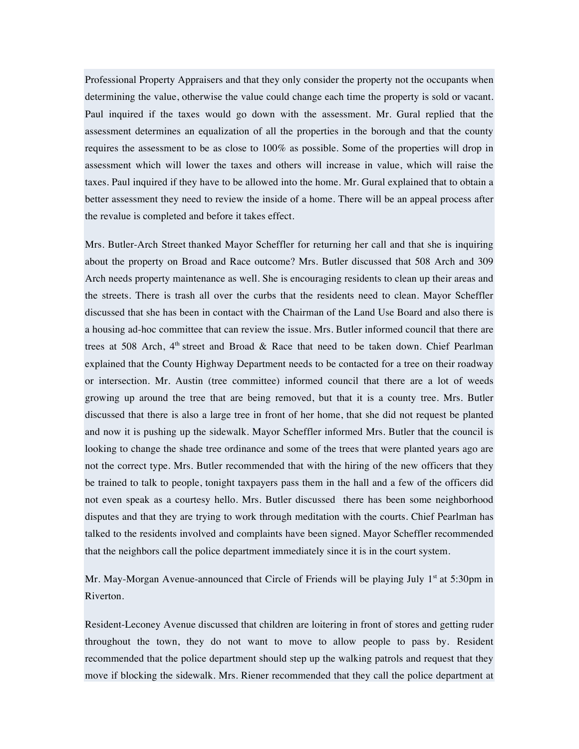Professional Property Appraisers and that they only consider the property not the occupants when determining the value, otherwise the value could change each time the property is sold or vacant. Paul inquired if the taxes would go down with the assessment. Mr. Gural replied that the assessment determines an equalization of all the properties in the borough and that the county requires the assessment to be as close to 100% as possible. Some of the properties will drop in assessment which will lower the taxes and others will increase in value, which will raise the taxes. Paul inquired if they have to be allowed into the home. Mr. Gural explained that to obtain a better assessment they need to review the inside of a home. There will be an appeal process after the revalue is completed and before it takes effect.

Mrs. Butler-Arch Street thanked Mayor Scheffler for returning her call and that she is inquiring about the property on Broad and Race outcome? Mrs. Butler discussed that 508 Arch and 309 Arch needs property maintenance as well. She is encouraging residents to clean up their areas and the streets. There is trash all over the curbs that the residents need to clean. Mayor Scheffler discussed that she has been in contact with the Chairman of the Land Use Board and also there is a housing ad-hoc committee that can review the issue. Mrs. Butler informed council that there are trees at 508 Arch, 4th street and Broad & Race that need to be taken down. Chief Pearlman explained that the County Highway Department needs to be contacted for a tree on their roadway or intersection. Mr. Austin (tree committee) informed council that there are a lot of weeds growing up around the tree that are being removed, but that it is a county tree. Mrs. Butler discussed that there is also a large tree in front of her home, that she did not request be planted and now it is pushing up the sidewalk. Mayor Scheffler informed Mrs. Butler that the council is looking to change the shade tree ordinance and some of the trees that were planted years ago are not the correct type. Mrs. Butler recommended that with the hiring of the new officers that they be trained to talk to people, tonight taxpayers pass them in the hall and a few of the officers did not even speak as a courtesy hello. Mrs. Butler discussed there has been some neighborhood disputes and that they are trying to work through meditation with the courts. Chief Pearlman has talked to the residents involved and complaints have been signed. Mayor Scheffler recommended that the neighbors call the police department immediately since it is in the court system.

Mr. May-Morgan Avenue-announced that Circle of Friends will be playing July 1st at 5:30pm in Riverton.

Resident-Leconey Avenue discussed that children are loitering in front of stores and getting ruder throughout the town, they do not want to move to allow people to pass by. Resident recommended that the police department should step up the walking patrols and request that they move if blocking the sidewalk. Mrs. Riener recommended that they call the police department at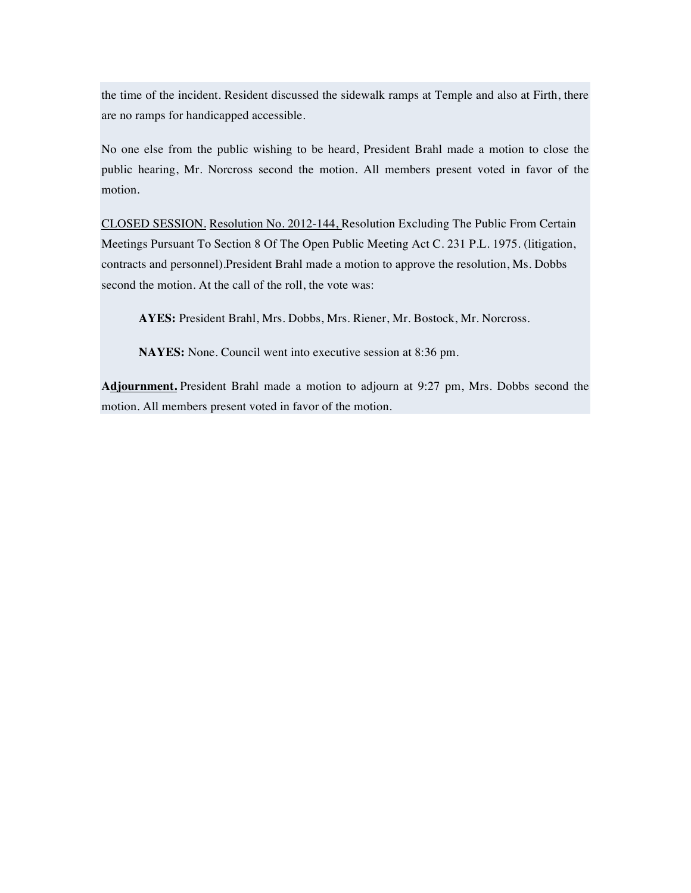the time of the incident. Resident discussed the sidewalk ramps at Temple and also at Firth, there are no ramps for handicapped accessible.

No one else from the public wishing to be heard, President Brahl made a motion to close the public hearing, Mr. Norcross second the motion. All members present voted in favor of the motion.

CLOSED SESSION. Resolution No. 2012-144, Resolution Excluding The Public From Certain Meetings Pursuant To Section 8 Of The Open Public Meeting Act C. 231 P.L. 1975. (litigation, contracts and personnel).President Brahl made a motion to approve the resolution, Ms. Dobbs second the motion. At the call of the roll, the vote was:

> **AYES:** President Brahl, Mrs. Dobbs, Mrs. Riener, Mr. Bostock, Mr. Norcross.
>
> **NAYES:** None. Council went into executive session at 8:36 pm.

**Adjournment.** President Brahl made a motion to adjourn at 9:27 pm, Mrs. Dobbs second the motion. All members present voted in favor of the motion.